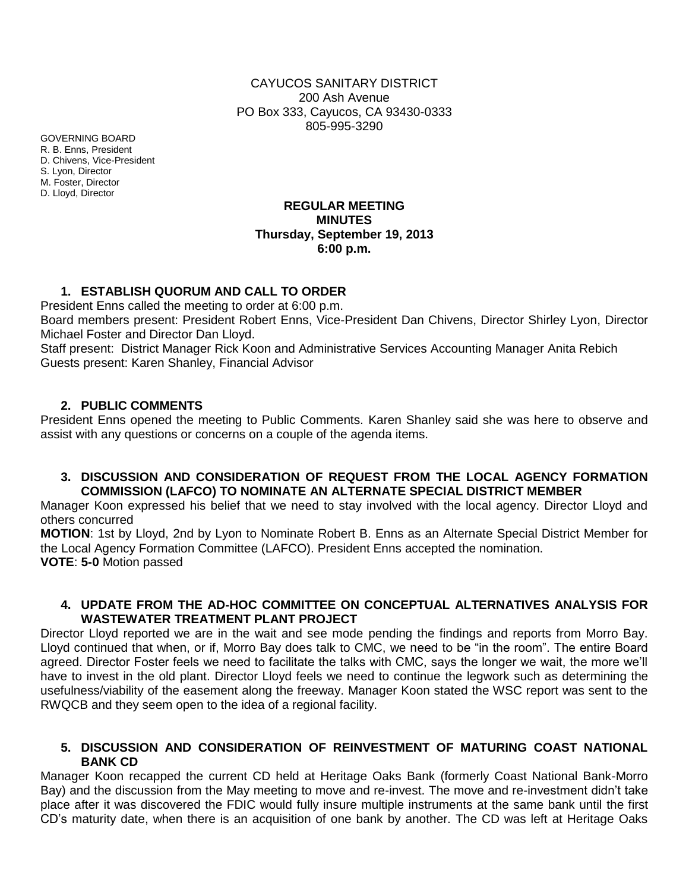CAYUCOS SANITARY DISTRICT
200 Ash Avenue
PO Box 333, Cayucos, CA 93430-0333
805-995-3290

GOVERNING BOARD
R. B. Enns, President
D. Chivens, Vice-President
S. Lyon, Director
M. Foster, Director
D. Lloyd, Director

**REGULAR MEETING**
**MINUTES**
**Thursday, September 19, 2013**
**6:00 p.m.**

## 1. ESTABLISH QUORUM AND CALL TO ORDER

President Enns called the meeting to order at 6:00 p.m.
Board members present: President Robert Enns, Vice-President Dan Chivens, Director Shirley Lyon, Director Michael Foster and Director Dan Lloyd.
Staff present: District Manager Rick Koon and Administrative Services Accounting Manager Anita Rebich
Guests present: Karen Shanley, Financial Advisor

## 2. PUBLIC COMMENTS

President Enns opened the meeting to Public Comments. Karen Shanley said she was here to observe and assist with any questions or concerns on a couple of the agenda items.

## 3. DISCUSSION AND CONSIDERATION OF REQUEST FROM THE LOCAL AGENCY FORMATION COMMISSION (LAFCO) TO NOMINATE AN ALTERNATE SPECIAL DISTRICT MEMBER

Manager Koon expressed his belief that we need to stay involved with the local agency. Director Lloyd and others concurred
**MOTION**: 1st by Lloyd, 2nd by Lyon to Nominate Robert B. Enns as an Alternate Special District Member for the Local Agency Formation Committee (LAFCO). President Enns accepted the nomination.
**VOTE**: **5-0** Motion passed

## 4. UPDATE FROM THE AD-HOC COMMITTEE ON CONCEPTUAL ALTERNATIVES ANALYSIS FOR WASTEWATER TREATMENT PLANT PROJECT

Director Lloyd reported we are in the wait and see mode pending the findings and reports from Morro Bay. Lloyd continued that when, or if, Morro Bay does talk to CMC, we need to be "in the room". The entire Board agreed. Director Foster feels we need to facilitate the talks with CMC, says the longer we wait, the more we'll have to invest in the old plant. Director Lloyd feels we need to continue the legwork such as determining the usefulness/viability of the easement along the freeway. Manager Koon stated the WSC report was sent to the RWQCB and they seem open to the idea of a regional facility.

## 5. DISCUSSION AND CONSIDERATION OF REINVESTMENT OF MATURING COAST NATIONAL BANK CD

Manager Koon recapped the current CD held at Heritage Oaks Bank (formerly Coast National Bank-Morro Bay) and the discussion from the May meeting to move and re-invest. The move and re-investment didn't take place after it was discovered the FDIC would fully insure multiple instruments at the same bank until the first CD's maturity date, when there is an acquisition of one bank by another. The CD was left at Heritage Oaks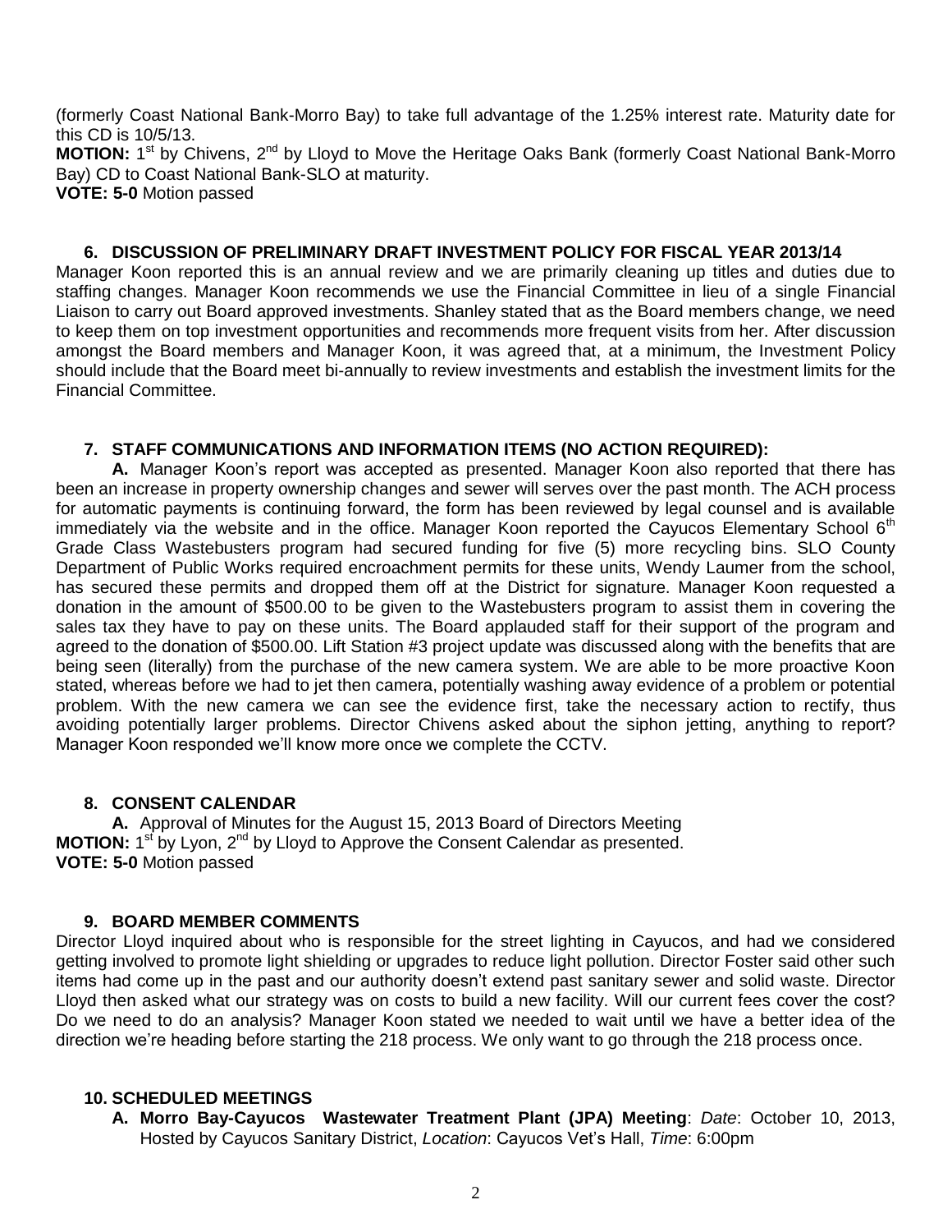(formerly Coast National Bank-Morro Bay) to take full advantage of the 1.25% interest rate. Maturity date for this CD is 10/5/13.

**MOTION:** 1st by Chivens, 2nd by Lloyd to Move the Heritage Oaks Bank (formerly Coast National Bank-Morro Bay) CD to Coast National Bank-SLO at maturity.

**VOTE: 5-0** Motion passed

### 6. DISCUSSION OF PRELIMINARY DRAFT INVESTMENT POLICY FOR FISCAL YEAR 2013/14

Manager Koon reported this is an annual review and we are primarily cleaning up titles and duties due to staffing changes. Manager Koon recommends we use the Financial Committee in lieu of a single Financial Liaison to carry out Board approved investments. Shanley stated that as the Board members change, we need to keep them on top investment opportunities and recommends more frequent visits from her. After discussion amongst the Board members and Manager Koon, it was agreed that, at a minimum, the Investment Policy should include that the Board meet bi-annually to review investments and establish the investment limits for the Financial Committee.

### 7. STAFF COMMUNICATIONS AND INFORMATION ITEMS (NO ACTION REQUIRED):

**A.** Manager Koon's report was accepted as presented. Manager Koon also reported that there has been an increase in property ownership changes and sewer will serves over the past month. The ACH process for automatic payments is continuing forward, the form has been reviewed by legal counsel and is available immediately via the website and in the office. Manager Koon reported the Cayucos Elementary School 6th Grade Class Wastebusters program had secured funding for five (5) more recycling bins. SLO County Department of Public Works required encroachment permits for these units, Wendy Laumer from the school, has secured these permits and dropped them off at the District for signature. Manager Koon requested a donation in the amount of $500.00 to be given to the Wastebusters program to assist them in covering the sales tax they have to pay on these units. The Board applauded staff for their support of the program and agreed to the donation of $500.00. Lift Station #3 project update was discussed along with the benefits that are being seen (literally) from the purchase of the new camera system. We are able to be more proactive Koon stated, whereas before we had to jet then camera, potentially washing away evidence of a problem or potential problem. With the new camera we can see the evidence first, take the necessary action to rectify, thus avoiding potentially larger problems. Director Chivens asked about the siphon jetting, anything to report? Manager Koon responded we'll know more once we complete the CCTV.

### 8. CONSENT CALENDAR

**A.** Approval of Minutes for the August 15, 2013 Board of Directors Meeting

**MOTION:** 1st by Lyon, 2nd by Lloyd to Approve the Consent Calendar as presented.

**VOTE: 5-0** Motion passed

### 9. BOARD MEMBER COMMENTS

Director Lloyd inquired about who is responsible for the street lighting in Cayucos, and had we considered getting involved to promote light shielding or upgrades to reduce light pollution. Director Foster said other such items had come up in the past and our authority doesn't extend past sanitary sewer and solid waste. Director Lloyd then asked what our strategy was on costs to build a new facility. Will our current fees cover the cost? Do we need to do an analysis? Manager Koon stated we needed to wait until we have a better idea of the direction we're heading before starting the 218 process. We only want to go through the 218 process once.

### 10. SCHEDULED MEETINGS

**A. Morro Bay-Cayucos Wastewater Treatment Plant (JPA) Meeting**: *Date*: October 10, 2013, Hosted by Cayucos Sanitary District, *Location*: Cayucos Vet's Hall, *Time*: 6:00pm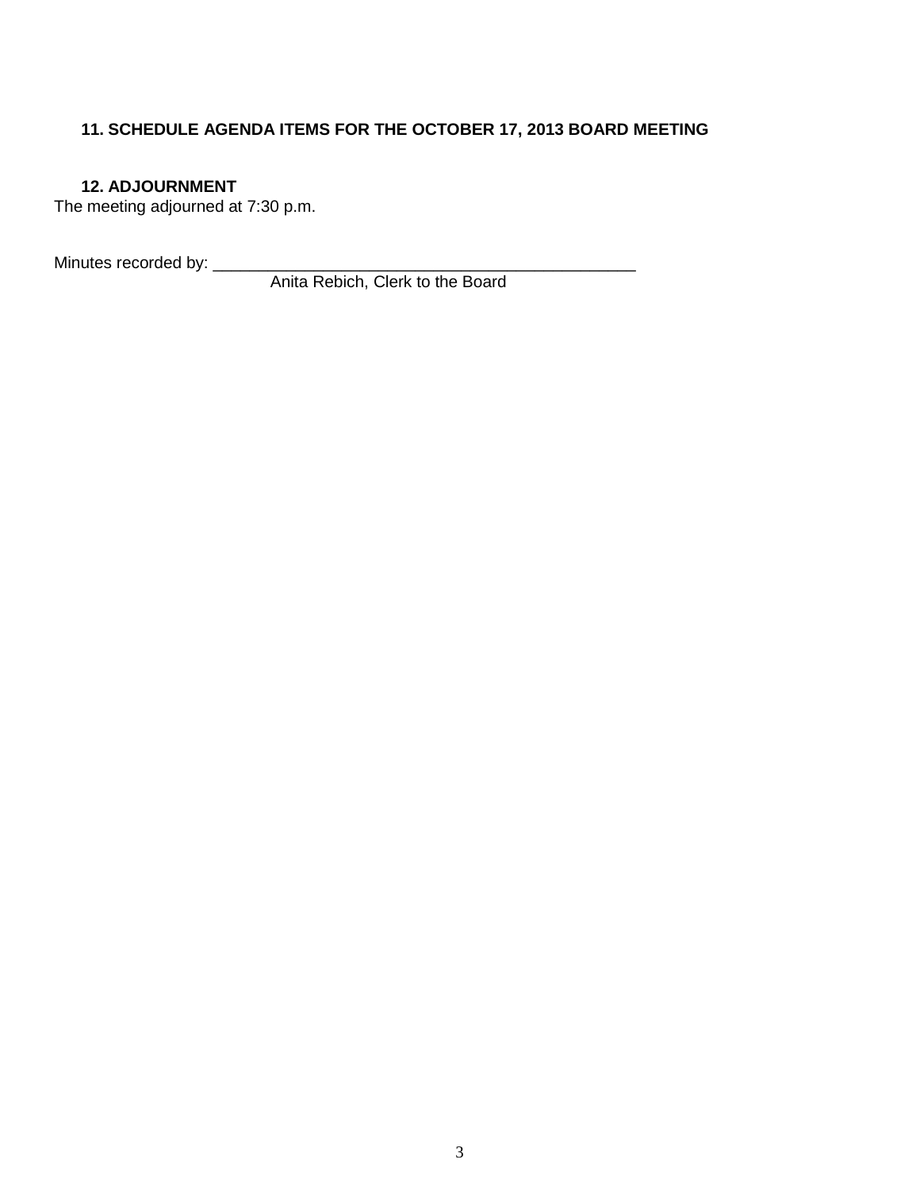**11. SCHEDULE AGENDA ITEMS FOR THE OCTOBER 17, 2013 BOARD MEETING**

**12. ADJOURNMENT**

The meeting adjourned at 7:30 p.m.

Minutes recorded by: ________________________________________________

Anita Rebich, Clerk to the Board